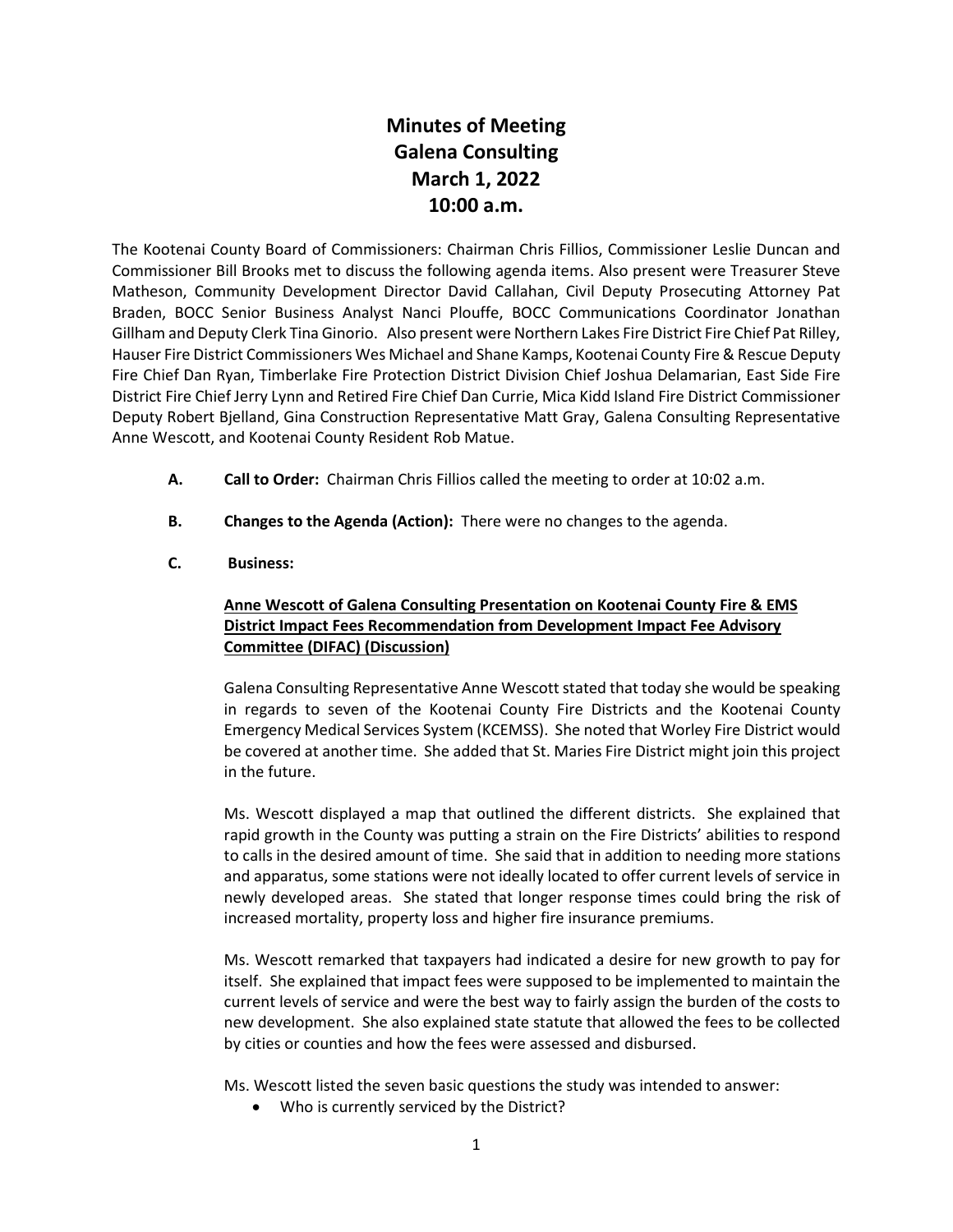# Minutes of Meeting
# Galena Consulting
# March 1, 2022
# 10:00 a.m.

The Kootenai County Board of Commissioners: Chairman Chris Fillios, Commissioner Leslie Duncan and Commissioner Bill Brooks met to discuss the following agenda items. Also present were Treasurer Steve Matheson, Community Development Director David Callahan, Civil Deputy Prosecuting Attorney Pat Braden, BOCC Senior Business Analyst Nanci Plouffe, BOCC Communications Coordinator Jonathan Gillham and Deputy Clerk Tina Ginorio. Also present were Northern Lakes Fire District Fire Chief Pat Rilley, Hauser Fire District Commissioners Wes Michael and Shane Kamps, Kootenai County Fire & Rescue Deputy Fire Chief Dan Ryan, Timberlake Fire Protection District Division Chief Joshua Delamarian, East Side Fire District Fire Chief Jerry Lynn and Retired Fire Chief Dan Currie, Mica Kidd Island Fire District Commissioner Deputy Robert Bjelland, Gina Construction Representative Matt Gray, Galena Consulting Representative Anne Wescott, and Kootenai County Resident Rob Matue.

**A. Call to Order:** Chairman Chris Fillios called the meeting to order at 10:02 a.m.

**B. Changes to the Agenda (Action):** There were no changes to the agenda.

**C. Business:**

**<u>Anne Wescott of Galena Consulting Presentation on Kootenai County Fire & EMS District Impact Fees Recommendation from Development Impact Fee Advisory Committee (DIFAC) (Discussion)</u>**

Galena Consulting Representative Anne Wescott stated that today she would be speaking in regards to seven of the Kootenai County Fire Districts and the Kootenai County Emergency Medical Services System (KCEMSS). She noted that Worley Fire District would be covered at another time. She added that St. Maries Fire District might join this project in the future.

Ms. Wescott displayed a map that outlined the different districts. She explained that rapid growth in the County was putting a strain on the Fire Districts' abilities to respond to calls in the desired amount of time. She said that in addition to needing more stations and apparatus, some stations were not ideally located to offer current levels of service in newly developed areas. She stated that longer response times could bring the risk of increased mortality, property loss and higher fire insurance premiums.

Ms. Wescott remarked that taxpayers had indicated a desire for new growth to pay for itself. She explained that impact fees were supposed to be implemented to maintain the current levels of service and were the best way to fairly assign the burden of the costs to new development. She also explained state statute that allowed the fees to be collected by cities or counties and how the fees were assessed and disbursed.

Ms. Wescott listed the seven basic questions the study was intended to answer:

- Who is currently serviced by the District?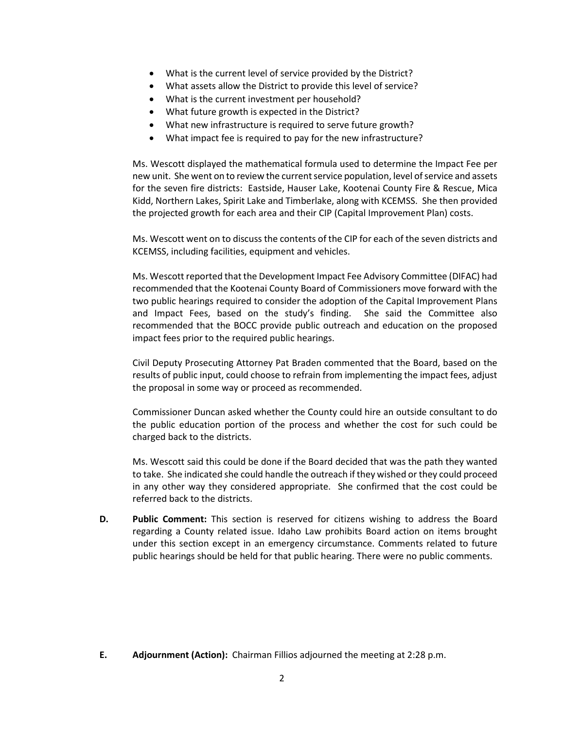- What is the current level of service provided by the District?
- What assets allow the District to provide this level of service?
- What is the current investment per household?
- What future growth is expected in the District?
- What new infrastructure is required to serve future growth?
- What impact fee is required to pay for the new infrastructure?

Ms. Wescott displayed the mathematical formula used to determine the Impact Fee per new unit. She went on to review the current service population, level of service and assets for the seven fire districts: Eastside, Hauser Lake, Kootenai County Fire & Rescue, Mica Kidd, Northern Lakes, Spirit Lake and Timberlake, along with KCEMSS. She then provided the projected growth for each area and their CIP (Capital Improvement Plan) costs.

Ms. Wescott went on to discuss the contents of the CIP for each of the seven districts and KCEMSS, including facilities, equipment and vehicles.

Ms. Wescott reported that the Development Impact Fee Advisory Committee (DIFAC) had recommended that the Kootenai County Board of Commissioners move forward with the two public hearings required to consider the adoption of the Capital Improvement Plans and Impact Fees, based on the study's finding. She said the Committee also recommended that the BOCC provide public outreach and education on the proposed impact fees prior to the required public hearings.

Civil Deputy Prosecuting Attorney Pat Braden commented that the Board, based on the results of public input, could choose to refrain from implementing the impact fees, adjust the proposal in some way or proceed as recommended.

Commissioner Duncan asked whether the County could hire an outside consultant to do the public education portion of the process and whether the cost for such could be charged back to the districts.

Ms. Wescott said this could be done if the Board decided that was the path they wanted to take. She indicated she could handle the outreach if they wished or they could proceed in any other way they considered appropriate. She confirmed that the cost could be referred back to the districts.

**D. Public Comment:** This section is reserved for citizens wishing to address the Board regarding a County related issue. Idaho Law prohibits Board action on items brought under this section except in an emergency circumstance. Comments related to future public hearings should be held for that public hearing. There were no public comments.

**E. Adjournment (Action):** Chairman Fillios adjourned the meeting at 2:28 p.m.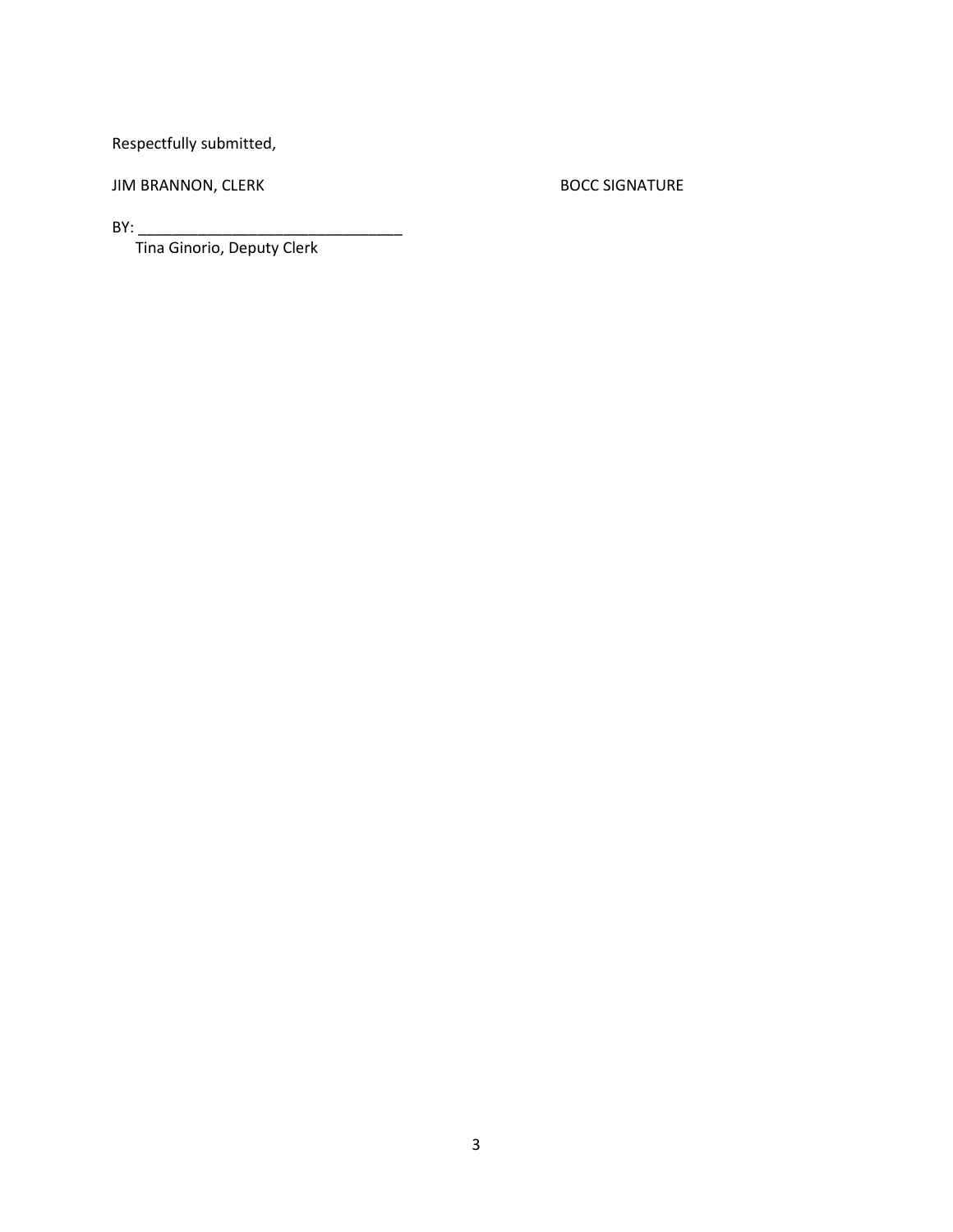Respectfully submitted,

JIM BRANNON, CLERK BOCC SIGNATURE

BY: ________________________________
Tina Ginorio, Deputy Clerk